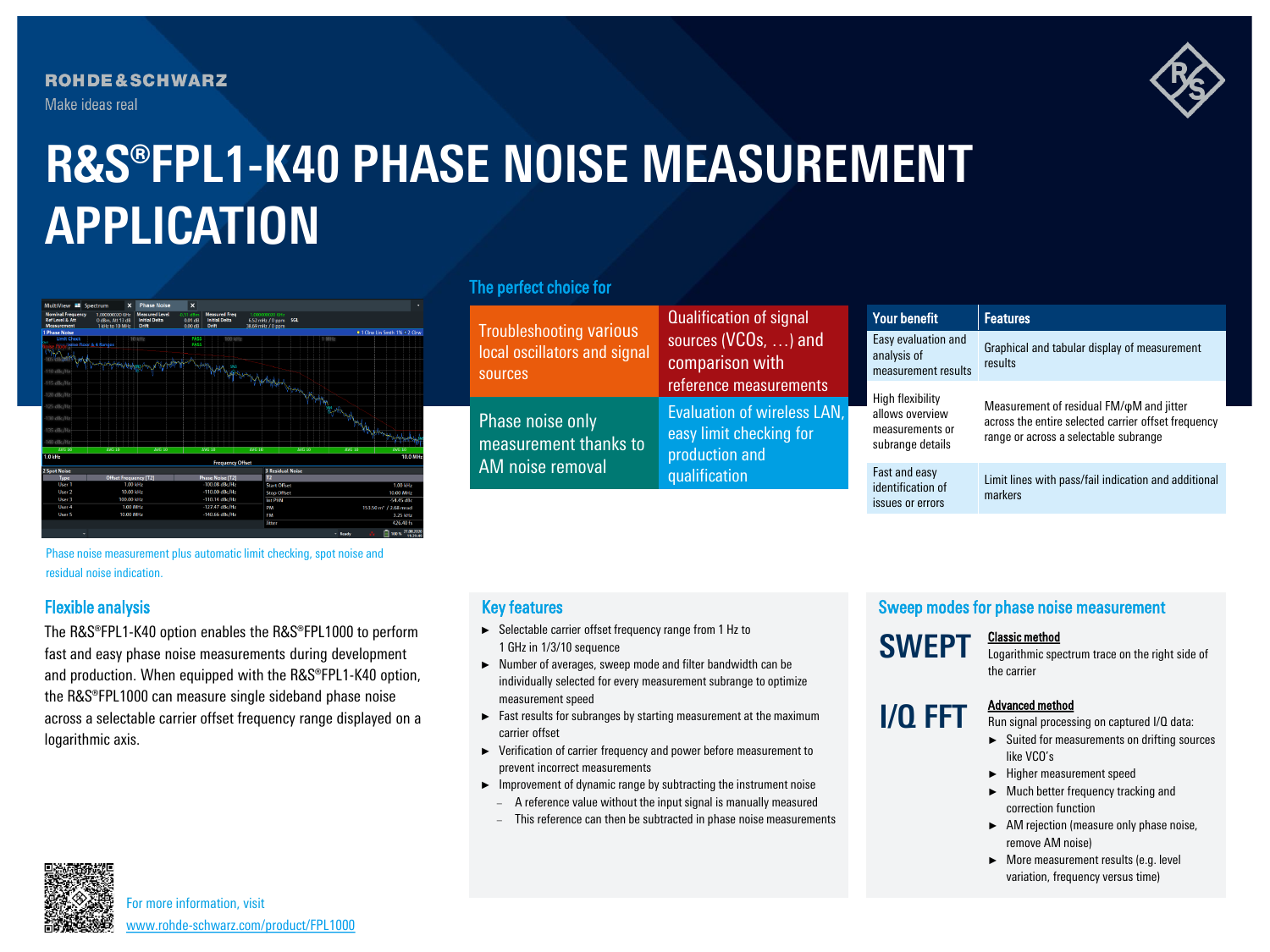ROHDE&SCHWARZ

Make ideas real

# R&S®FPL1-K40 PHASE NOISE MEASUREMENT APPLICATION

Phase noise measurement plus automatic limit checking, spot noise and residual noise indication.

## The perfect choice for

| | |
|---|---|
| Troubleshooting various local oscillators and signal sources | Qualification of signal sources (VCOs, …) and comparison with reference measurements |
| Phase noise only measurement thanks to AM noise removal | Evaluation of wireless LAN, easy limit checking for production and qualification |

| Your benefit | Features |
|---|---|
| Easy evaluation and analysis of measurement results | Graphical and tabular display of measurement results |
| High flexibility allows overview measurements or subrange details | Measurement of residual FM/φM and jitter across the entire selected carrier offset frequency range or across a selectable subrange |
| Fast and easy identification of issues or errors | Limit lines with pass/fail indication and additional markers |

## Flexible analysis

The R&S®FPL1-K40 option enables the R&S®FPL1000 to perform fast and easy phase noise measurements during development and production. When equipped with the R&S®FPL1-K40 option, the R&S®FPL1000 can measure single sideband phase noise across a selectable carrier offset frequency range displayed on a logarithmic axis.

## Key features

- Selectable carrier offset frequency range from 1 Hz to 1 GHz in 1/3/10 sequence
- Number of averages, sweep mode and filter bandwidth can be individually selected for every measurement subrange to optimize measurement speed
- Fast results for subranges by starting measurement at the maximum carrier offset
- Verification of carrier frequency and power before measurement to prevent incorrect measurements
- Improvement of dynamic range by subtracting the instrument noise
  - A reference value without the input signal is manually measured
  - This reference can then be subtracted in phase noise measurements

## Sweep modes for phase noise measurement

**SWEPT**

Classic method

Logarithmic spectrum trace on the right side of the carrier

**I/Q FFT**

Advanced method

Run signal processing on captured I/Q data:

- Suited for measurements on drifting sources like VCO's
- Higher measurement speed
- Much better frequency tracking and correction function
- AM rejection (measure only phase noise, remove AM noise)
- More measurement results (e.g. level variation, frequency versus time)

For more information, visit
www.rohde-schwarz.com/product/FPL1000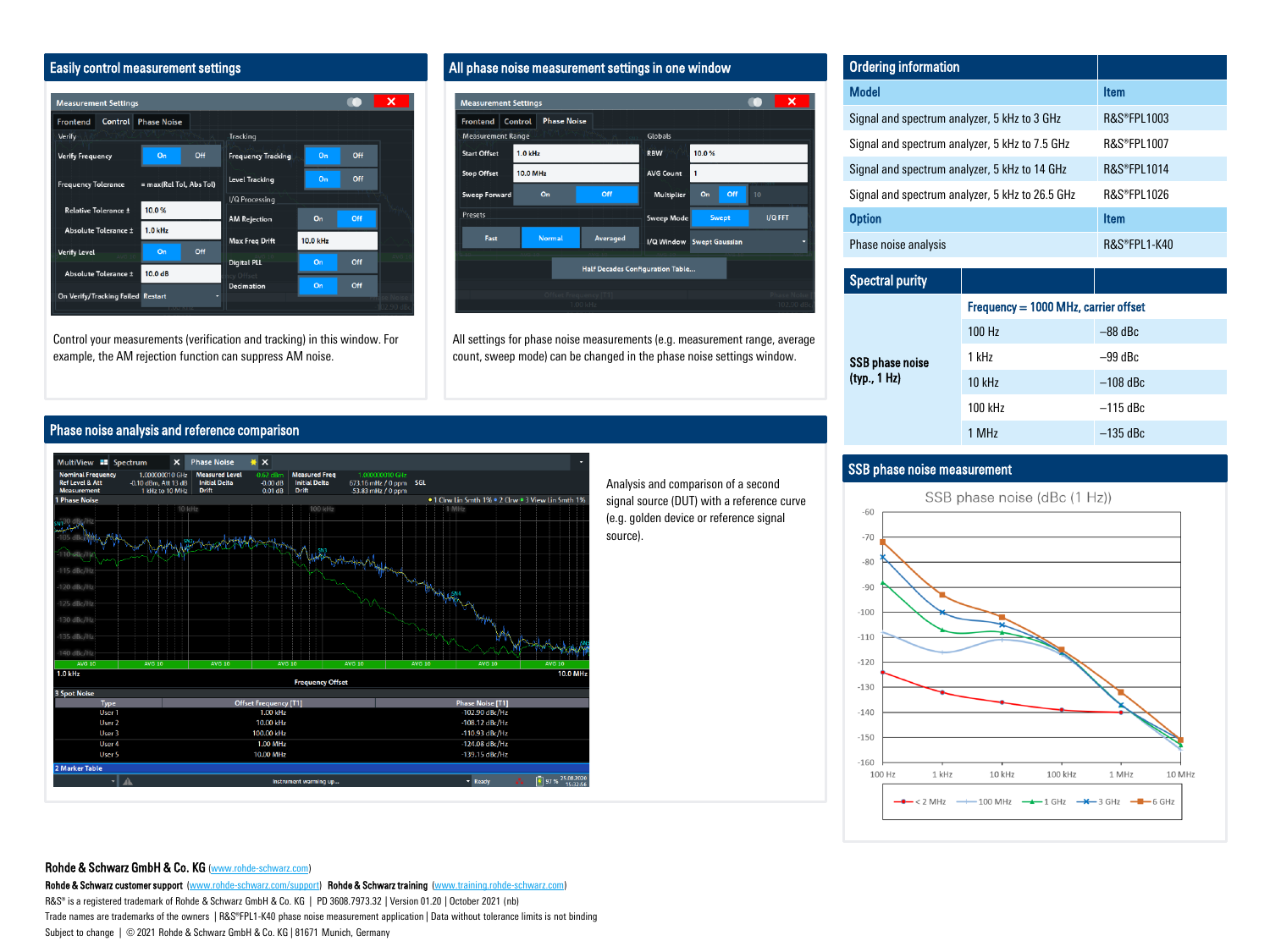## Easily control measurement settings

Control your measurements (verification and tracking) in this window. For example, the AM rejection function can suppress AM noise.

## All phase noise measurement settings in one window

All settings for phase noise measurements (e.g. measurement range, average count, sweep mode) can be changed in the phase noise settings window.

## Phase noise analysis and reference comparison

Analysis and comparison of a second signal source (DUT) with a reference curve (e.g. golden device or reference signal source).

## Ordering information

| Model | Item |
|---|---|
| Signal and spectrum analyzer, 5 kHz to 3 GHz | R&S®FPL1003 |
| Signal and spectrum analyzer, 5 kHz to 7.5 GHz | R&S®FPL1007 |
| Signal and spectrum analyzer, 5 kHz to 14 GHz | R&S®FPL1014 |
| Signal and spectrum analyzer, 5 kHz to 26.5 GHz | R&S®FPL1026 |
| **Option** | **Item** |
| Phase noise analysis | R&S®FPL1-K40 |

## Spectral purity

| | | |
|---|---|---|
| SSB phase noise (typ., 1 Hz) | Frequency = 1000 MHz, carrier offset | |
| | 100 Hz | –88 dBc |
| | 1 kHz | –99 dBc |
| | 10 kHz | –108 dBc |
| | 100 kHz | –115 dBc |
| | 1 MHz | –135 dBc |

## SSB phase noise measurement

SSB phase noise (dBc (1 Hz))

-60
-70
-80
-90
-100
-110
-120
-130
-140
-150
-160

100 Hz, 1 kHz, 10 kHz, 100 kHz, 1 MHz, 10 MHz

< 2 MHz, 100 MHz, 1 GHz, 3 GHz, 6 GHz

**Rohde & Schwarz GmbH & Co. KG** (www.rohde-schwarz.com)

**Rohde & Schwarz customer support** (www.rohde-schwarz.com/support) **Rohde & Schwarz training** (www.training.rohde-schwarz.com)

R&S® is a registered trademark of Rohde & Schwarz GmbH & Co. KG | PD 3608.7973.32 | Version 01.20 | October 2021 (nb)

Trade names are trademarks of the owners | R&S®FPL1-K40 phase noise measurement application | Data without tolerance limits is not binding

Subject to change | © 2021 Rohde & Schwarz GmbH & Co. KG | 81671 Munich, Germany